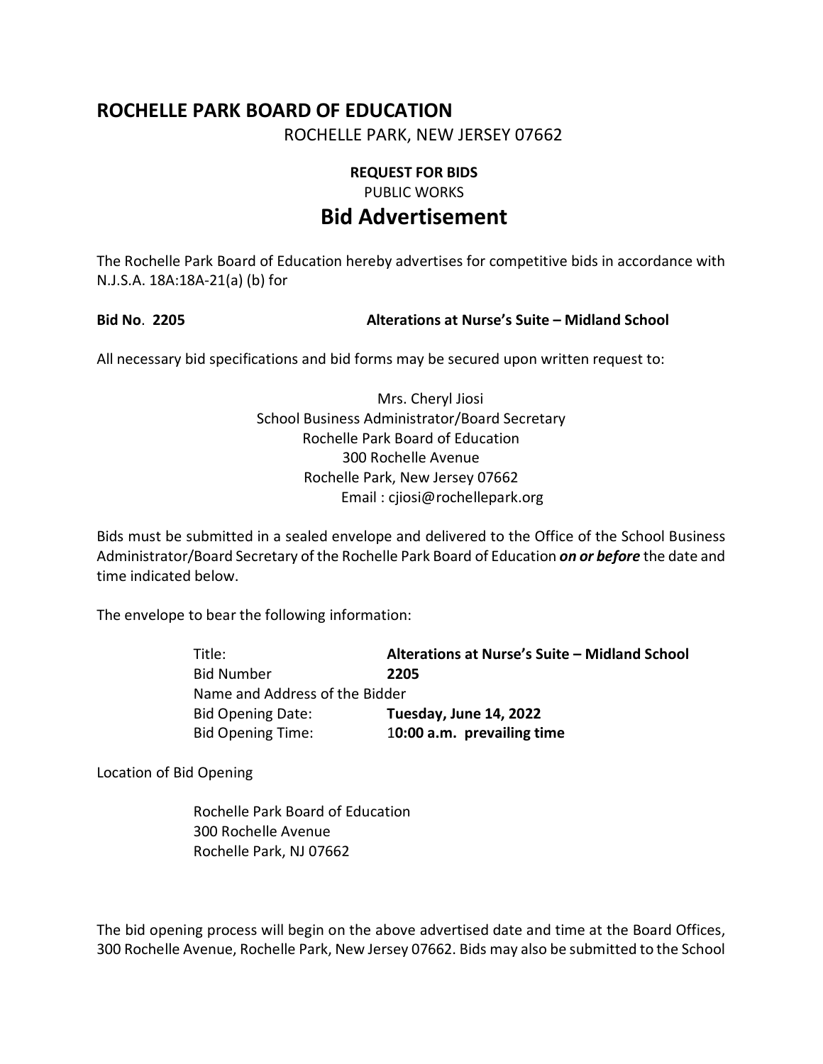# ROCHELLE PARK BOARD OF EDUCATION

ROCHELLE PARK, NEW JERSEY 07662

**REQUEST FOR BIDS**

PUBLIC WORKS

## Bid Advertisement

The Rochelle Park Board of Education hereby advertises for competitive bids in accordance with N.J.S.A. 18A:18A-21(a) (b) for

**Bid No. 2205** **Alterations at Nurse's Suite – Midland School**

All necessary bid specifications and bid forms may be secured upon written request to:

Mrs. Cheryl Jiosi
School Business Administrator/Board Secretary
Rochelle Park Board of Education
300 Rochelle Avenue
Rochelle Park, New Jersey 07662
Email : cjiosi@rochellepark.org

Bids must be submitted in a sealed envelope and delivered to the Office of the School Business Administrator/Board Secretary of the Rochelle Park Board of Education ***on or before*** the date and time indicated below.

The envelope to bear the following information:

Title: **Alterations at Nurse's Suite – Midland School**
Bid Number **2205**
Name and Address of the Bidder
Bid Opening Date: **Tuesday, June 14, 2022**
Bid Opening Time: **10:00 a.m. prevailing time**

Location of Bid Opening

Rochelle Park Board of Education
300 Rochelle Avenue
Rochelle Park, NJ 07662

The bid opening process will begin on the above advertised date and time at the Board Offices, 300 Rochelle Avenue, Rochelle Park, New Jersey 07662. Bids may also be submitted to the School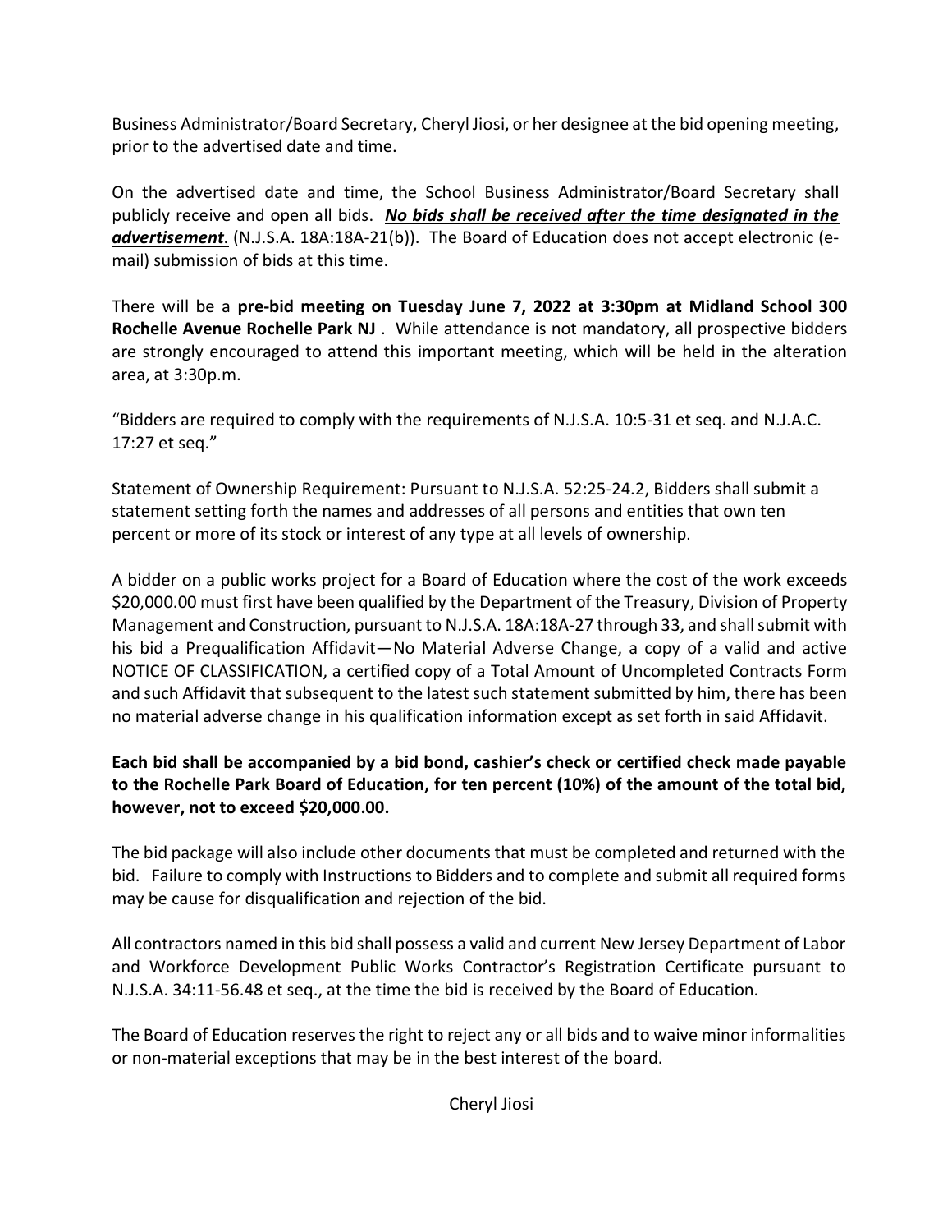Business Administrator/Board Secretary, Cheryl Jiosi, or her designee at the bid opening meeting, prior to the advertised date and time.

On the advertised date and time, the School Business Administrator/Board Secretary shall publicly receive and open all bids. ***No bids shall be received after the time designated in the advertisement***. (N.J.S.A. 18A:18A-21(b)). The Board of Education does not accept electronic (e-mail) submission of bids at this time.

There will be a **pre-bid meeting on Tuesday June 7, 2022 at 3:30pm at Midland School 300 Rochelle Avenue Rochelle Park NJ** . While attendance is not mandatory, all prospective bidders are strongly encouraged to attend this important meeting, which will be held in the alteration area, at 3:30p.m.

"Bidders are required to comply with the requirements of N.J.S.A. 10:5-31 et seq. and N.J.A.C. 17:27 et seq."

Statement of Ownership Requirement: Pursuant to N.J.S.A. 52:25-24.2, Bidders shall submit a statement setting forth the names and addresses of all persons and entities that own ten percent or more of its stock or interest of any type at all levels of ownership.

A bidder on a public works project for a Board of Education where the cost of the work exceeds $20,000.00 must first have been qualified by the Department of the Treasury, Division of Property Management and Construction, pursuant to N.J.S.A. 18A:18A-27 through 33, and shall submit with his bid a Prequalification Affidavit—No Material Adverse Change, a copy of a valid and active NOTICE OF CLASSIFICATION, a certified copy of a Total Amount of Uncompleted Contracts Form and such Affidavit that subsequent to the latest such statement submitted by him, there has been no material adverse change in his qualification information except as set forth in said Affidavit.

**Each bid shall be accompanied by a bid bond, cashier's check or certified check made payable to the Rochelle Park Board of Education, for ten percent (10%) of the amount of the total bid, however, not to exceed $20,000.00.**

The bid package will also include other documents that must be completed and returned with the bid. Failure to comply with Instructions to Bidders and to complete and submit all required forms may be cause for disqualification and rejection of the bid.

All contractors named in this bid shall possess a valid and current New Jersey Department of Labor and Workforce Development Public Works Contractor's Registration Certificate pursuant to N.J.S.A. 34:11-56.48 et seq., at the time the bid is received by the Board of Education.

The Board of Education reserves the right to reject any or all bids and to waive minor informalities or non-material exceptions that may be in the best interest of the board.

Cheryl Jiosi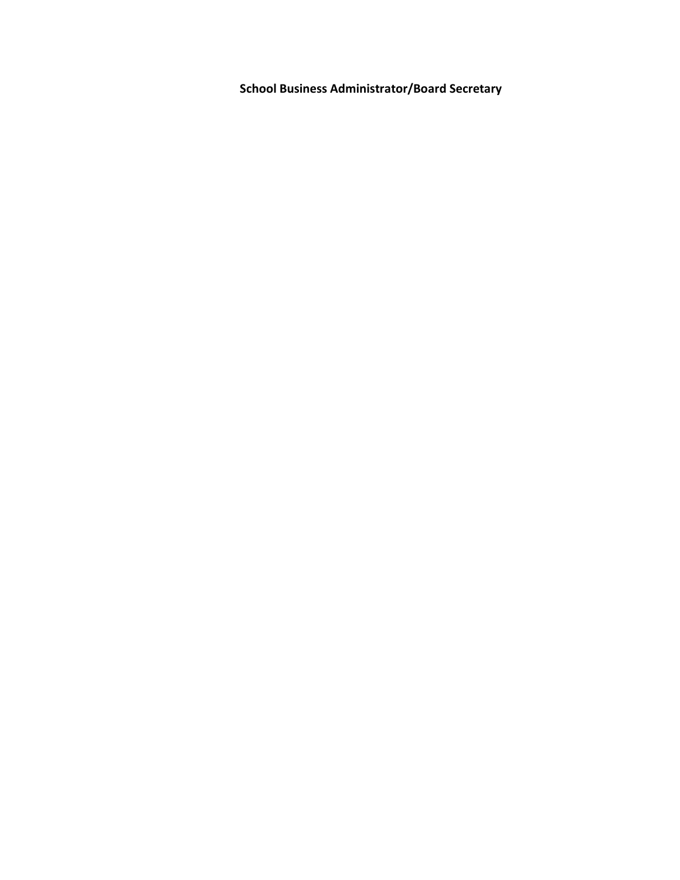**School Business Administrator/Board Secretary**